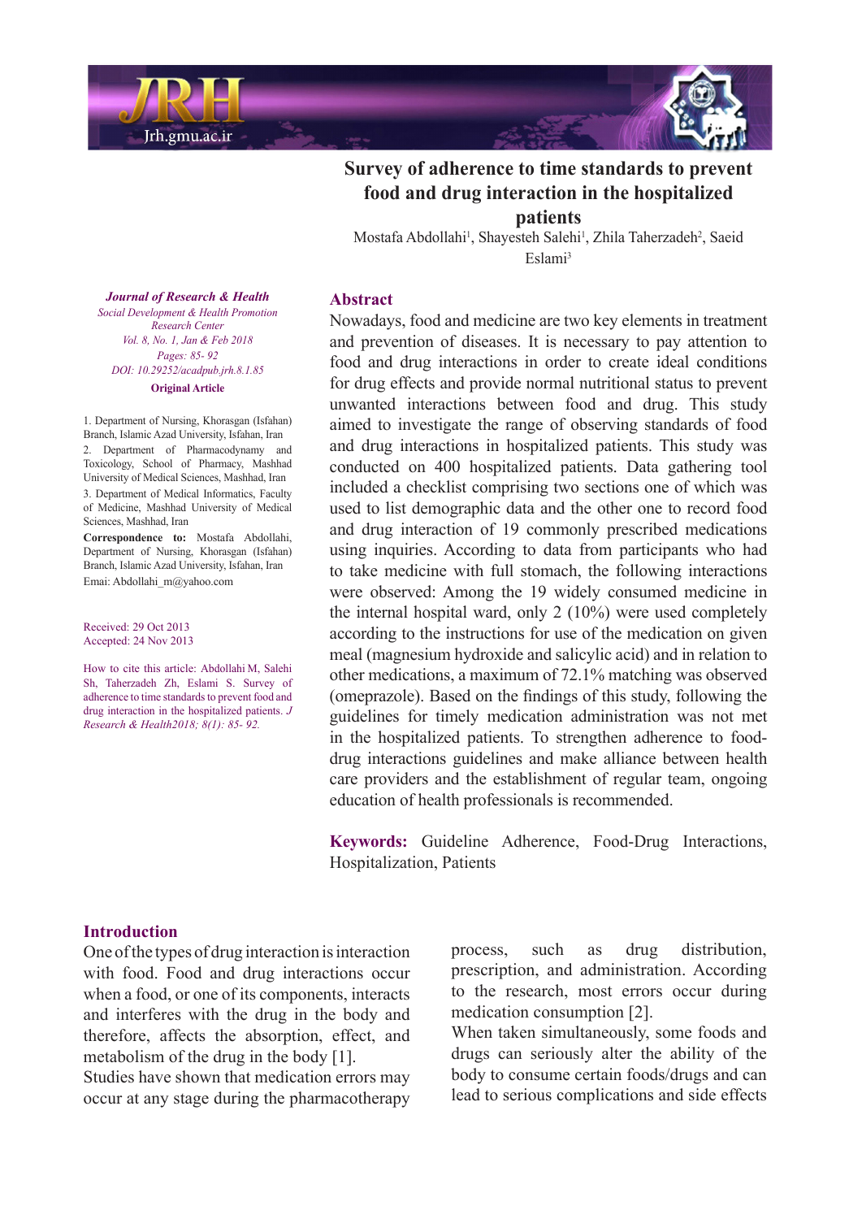# Survey of adherence to time standards to prevent food and drug interaction in the hospitalized patients

Mostafa Abdollahi[1], Shayesteh Salehi[1], Zhila Taherzadeh[2], Saeid Eslami[3]

***Journal of Research & Health***
*Social Development & Health Promotion Research Center*
*Vol. 8, No. 1, Jan & Feb 2018*
*Pages: 85- 92*
*DOI: 10.29252/acadpub.jrh.8.1.85*
**Original Article**

1. Department of Nursing, Khorasgan (Isfahan) Branch, Islamic Azad University, Isfahan, Iran
2. Department of Pharmacodynamy and Toxicology, School of Pharmacy, Mashhad University of Medical Sciences, Mashhad, Iran
3. Department of Medical Informatics, Faculty of Medicine, Mashhad University of Medical Sciences, Mashhad, Iran

**Correspondence to:** Mostafa Abdollahi, Department of Nursing, Khorasgan (Isfahan) Branch, Islamic Azad University, Isfahan, Iran
Email: Abdollahi_m@yahoo.com

Received: 29 Oct 2013
Accepted: 24 Nov 2013

How to cite this article: Abdollahi M, Salehi Sh, Taherzadeh Zh, Eslami S. Survey of adherence to time standards to prevent food and drug interaction in the hospitalized patients. *J Research & Health2018; 8(1): 85- 92.*

## Abstract

Nowadays, food and medicine are two key elements in treatment and prevention of diseases. It is necessary to pay attention to food and drug interactions in order to create ideal conditions for drug effects and provide normal nutritional status to prevent unwanted interactions between food and drug. This study aimed to investigate the range of observing standards of food and drug interactions in hospitalized patients. This study was conducted on 400 hospitalized patients. Data gathering tool included a checklist comprising two sections one of which was used to list demographic data and the other one to record food and drug interaction of 19 commonly prescribed medications using inquiries. According to data from participants who had to take medicine with full stomach, the following interactions were observed: Among the 19 widely consumed medicine in the internal hospital ward, only 2 (10%) were used completely according to the instructions for use of the medication on given meal (magnesium hydroxide and salicylic acid) and in relation to other medications, a maximum of 72.1% matching was observed (omeprazole). Based on the findings of this study, following the guidelines for timely medication administration was not met in the hospitalized patients. To strengthen adherence to food-drug interactions guidelines and make alliance between health care providers and the establishment of regular team, ongoing education of health professionals is recommended.

**Keywords:** Guideline Adherence, Food-Drug Interactions, Hospitalization, Patients

## Introduction

One of the types of drug interaction is interaction with food. Food and drug interactions occur when a food, or one of its components, interacts and interferes with the drug in the body and therefore, affects the absorption, effect, and metabolism of the drug in the body [1].

Studies have shown that medication errors may occur at any stage during the pharmacotherapy process, such as drug distribution, prescription, and administration. According to the research, most errors occur during medication consumption [2].

When taken simultaneously, some foods and drugs can seriously alter the ability of the body to consume certain foods/drugs and can lead to serious complications and side effects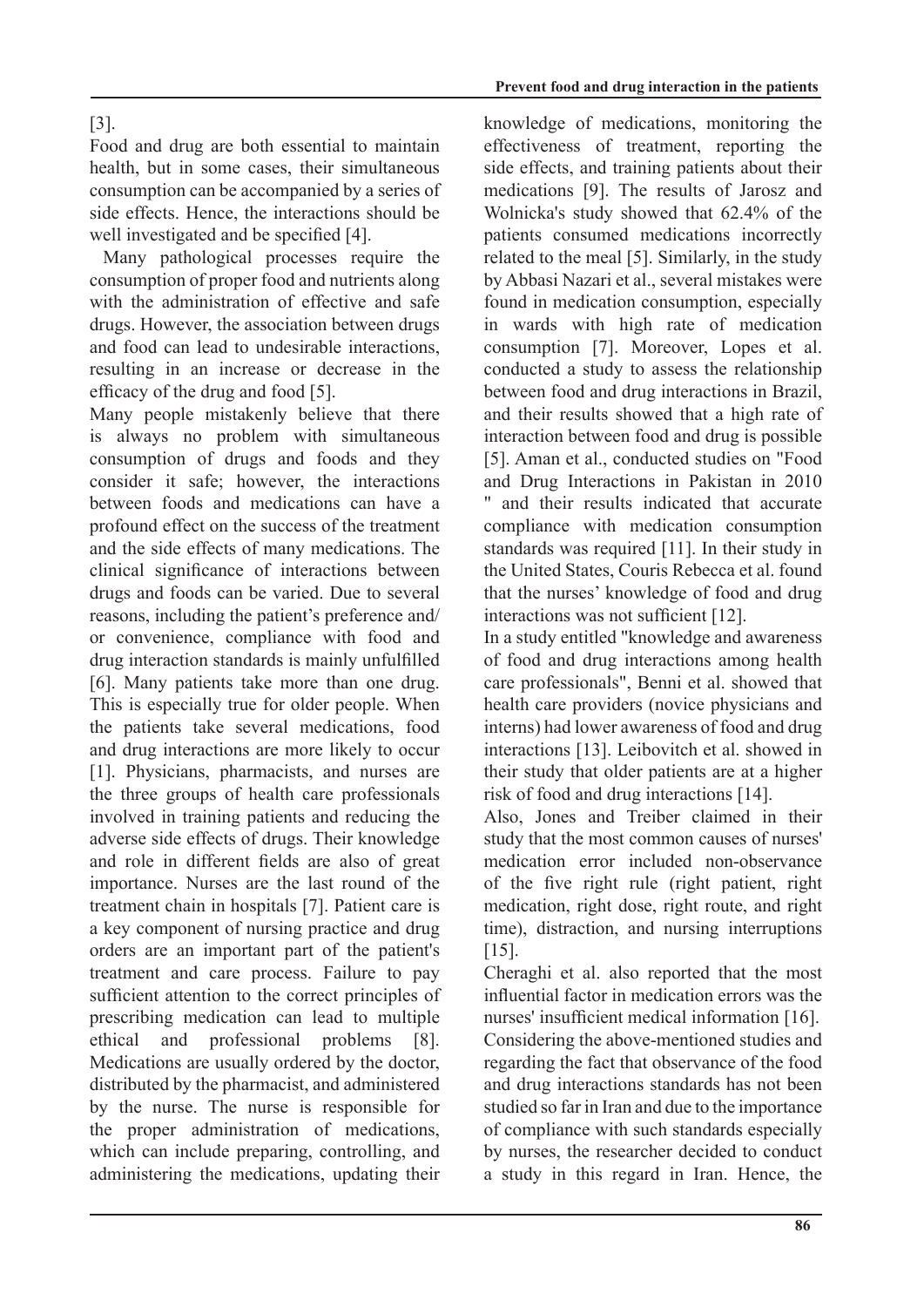[3].

Food and drug are both essential to maintain health, but in some cases, their simultaneous consumption can be accompanied by a series of side effects. Hence, the interactions should be well investigated and be specified [4].

Many pathological processes require the consumption of proper food and nutrients along with the administration of effective and safe drugs. However, the association between drugs and food can lead to undesirable interactions, resulting in an increase or decrease in the efficacy of the drug and food [5].

Many people mistakenly believe that there is always no problem with simultaneous consumption of drugs and foods and they consider it safe; however, the interactions between foods and medications can have a profound effect on the success of the treatment and the side effects of many medications. The clinical significance of interactions between drugs and foods can be varied. Due to several reasons, including the patient's preference and/or convenience, compliance with food and drug interaction standards is mainly unfulfilled [6]. Many patients take more than one drug. This is especially true for older people. When the patients take several medications, food and drug interactions are more likely to occur [1]. Physicians, pharmacists, and nurses are the three groups of health care professionals involved in training patients and reducing the adverse side effects of drugs. Their knowledge and role in different fields are also of great importance. Nurses are the last round of the treatment chain in hospitals [7]. Patient care is a key component of nursing practice and drug orders are an important part of the patient's treatment and care process. Failure to pay sufficient attention to the correct principles of prescribing medication can lead to multiple ethical and professional problems [8]. Medications are usually ordered by the doctor, distributed by the pharmacist, and administered by the nurse. The nurse is responsible for the proper administration of medications, which can include preparing, controlling, and administering the medications, updating their knowledge of medications, monitoring the effectiveness of treatment, reporting the side effects, and training patients about their medications [9]. The results of Jarosz and Wolnicka's study showed that 62.4% of the patients consumed medications incorrectly related to the meal [5]. Similarly, in the study by Abbasi Nazari et al., several mistakes were found in medication consumption, especially in wards with high rate of medication consumption [7]. Moreover, Lopes et al. conducted a study to assess the relationship between food and drug interactions in Brazil, and their results showed that a high rate of interaction between food and drug is possible [5]. Aman et al., conducted studies on "Food and Drug Interactions in Pakistan in 2010 " and their results indicated that accurate compliance with medication consumption standards was required [11]. In their study in the United States, Couris Rebecca et al. found that the nurses' knowledge of food and drug interactions was not sufficient [12].

In a study entitled "knowledge and awareness of food and drug interactions among health care professionals", Benni et al. showed that health care providers (novice physicians and interns) had lower awareness of food and drug interactions [13]. Leibovitch et al. showed in their study that older patients are at a higher risk of food and drug interactions [14].

Also, Jones and Treiber claimed in their study that the most common causes of nurses' medication error included non-observance of the five right rule (right patient, right medication, right dose, right route, and right time), distraction, and nursing interruptions [15].

Cheraghi et al. also reported that the most influential factor in medication errors was the nurses' insufficient medical information [16]. Considering the above-mentioned studies and regarding the fact that observance of the food and drug interactions standards has not been studied so far in Iran and due to the importance of compliance with such standards especially by nurses, the researcher decided to conduct a study in this regard in Iran. Hence, the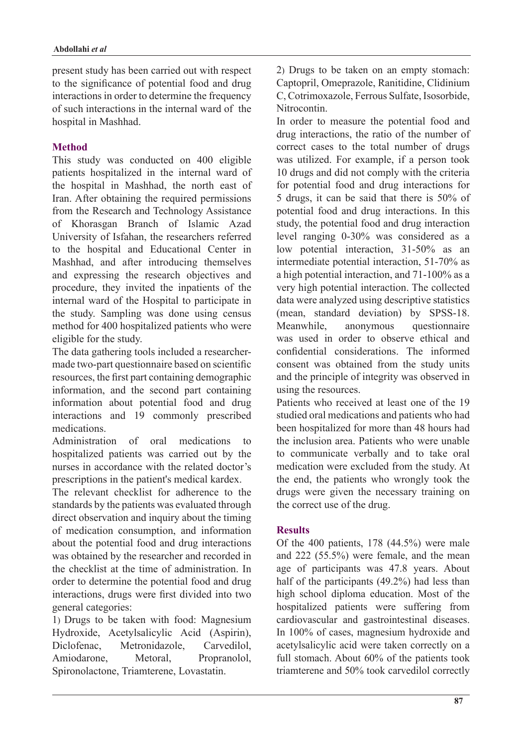present study has been carried out with respect to the significance of potential food and drug interactions in order to determine the frequency of such interactions in the internal ward of the hospital in Mashhad.

## Method

This study was conducted on 400 eligible patients hospitalized in the internal ward of the hospital in Mashhad, the north east of Iran. After obtaining the required permissions from the Research and Technology Assistance of Khorasgan Branch of Islamic Azad University of Isfahan, the researchers referred to the hospital and Educational Center in Mashhad, and after introducing themselves and expressing the research objectives and procedure, they invited the inpatients of the internal ward of the Hospital to participate in the study. Sampling was done using census method for 400 hospitalized patients who were eligible for the study.

The data gathering tools included a researcher-made two-part questionnaire based on scientific resources, the first part containing demographic information, and the second part containing information about potential food and drug interactions and 19 commonly prescribed medications.

Administration of oral medications to hospitalized patients was carried out by the nurses in accordance with the related doctor's prescriptions in the patient's medical kardex.

The relevant checklist for adherence to the standards by the patients was evaluated through direct observation and inquiry about the timing of medication consumption, and information about the potential food and drug interactions was obtained by the researcher and recorded in the checklist at the time of administration. In order to determine the potential food and drug interactions, drugs were first divided into two general categories:

1) Drugs to be taken with food: Magnesium Hydroxide, Acetylsalicylic Acid (Aspirin), Diclofenac, Metronidazole, Carvedilol, Amiodarone, Metoral, Propranolol, Spironolactone, Triamterene, Lovastatin.

2) Drugs to be taken on an empty stomach: Captopril, Omeprazole, Ranitidine, Clidinium C, Cotrimoxazole, Ferrous Sulfate, Isosorbide, Nitrocontin.

In order to measure the potential food and drug interactions, the ratio of the number of correct cases to the total number of drugs was utilized. For example, if a person took 10 drugs and did not comply with the criteria for potential food and drug interactions for 5 drugs, it can be said that there is 50% of potential food and drug interactions. In this study, the potential food and drug interaction level ranging 0-30% was considered as a low potential interaction, 31-50% as an intermediate potential interaction, 51-70% as a high potential interaction, and 71-100% as a very high potential interaction. The collected data were analyzed using descriptive statistics (mean, standard deviation) by SPSS-18. Meanwhile, anonymous questionnaire was used in order to observe ethical and confidential considerations. The informed consent was obtained from the study units and the principle of integrity was observed in using the resources.

Patients who received at least one of the 19 studied oral medications and patients who had been hospitalized for more than 48 hours had the inclusion area. Patients who were unable to communicate verbally and to take oral medication were excluded from the study. At the end, the patients who wrongly took the drugs were given the necessary training on the correct use of the drug.

## Results

Of the 400 patients, 178 (44.5%) were male and 222 (55.5%) were female, and the mean age of participants was 47.8 years. About half of the participants (49.2%) had less than high school diploma education. Most of the hospitalized patients were suffering from cardiovascular and gastrointestinal diseases. In 100% of cases, magnesium hydroxide and acetylsalicylic acid were taken correctly on a full stomach. About 60% of the patients took triamterene and 50% took carvedilol correctly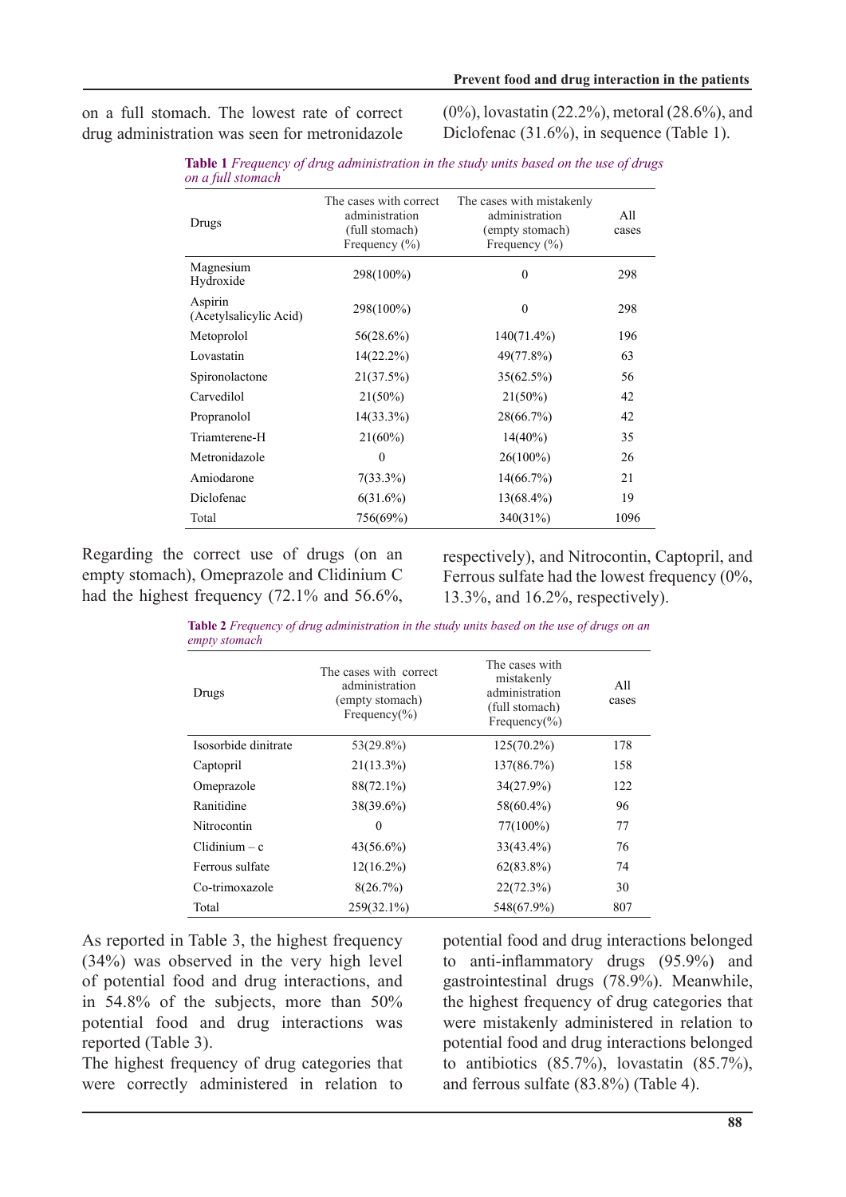on a full stomach. The lowest rate of correct drug administration was seen for metronidazole (0%), lovastatin (22.2%), metoral (28.6%), and Diclofenac (31.6%), in sequence (Table 1).

**Table 1** *Frequency of drug administration in the study units based on the use of drugs on a full stomach*

| Drugs | The cases with correct administration (full stomach) Frequency (%) | The cases with mistakenly administration (empty stomach) Frequency (%) | All cases |
|---|---|---|---|
| Magnesium Hydroxide | 298(100%) | 0 | 298 |
| Aspirin (Acetylsalicylic Acid) | 298(100%) | 0 | 298 |
| Metoprolol | 56(28.6%) | 140(71.4%) | 196 |
| Lovastatin | 14(22.2%) | 49(77.8%) | 63 |
| Spironolactone | 21(37.5%) | 35(62.5%) | 56 |
| Carvedilol | 21(50%) | 21(50%) | 42 |
| Propranolol | 14(33.3%) | 28(66.7%) | 42 |
| Triamterene-H | 21(60%) | 14(40%) | 35 |
| Metronidazole | 0 | 26(100%) | 26 |
| Amiodarone | 7(33.3%) | 14(66.7%) | 21 |
| Diclofenac | 6(31.6%) | 13(68.4%) | 19 |
| Total | 756(69%) | 340(31%) | 1096 |

Regarding the correct use of drugs (on an empty stomach), Omeprazole and Clidinium C had the highest frequency (72.1% and 56.6%, respectively), and Nitrocontin, Captopril, and Ferrous sulfate had the lowest frequency (0%, 13.3%, and 16.2%, respectively).

**Table 2** *Frequency of drug administration in the study units based on the use of drugs on an empty stomach*

| Drugs | The cases with correct administration (empty stomach) Frequency(%) | The cases with mistakenly administration (full stomach) Frequency(%) | All cases |
|---|---|---|---|
| Isosorbide dinitrate | 53(29.8%) | 125(70.2%) | 178 |
| Captopril | 21(13.3%) | 137(86.7%) | 158 |
| Omeprazole | 88(72.1%) | 34(27.9%) | 122 |
| Ranitidine | 38(39.6%) | 58(60.4%) | 96 |
| Nitrocontin | 0 | 77(100%) | 77 |
| Clidinium – c | 43(56.6%) | 33(43.4%) | 76 |
| Ferrous sulfate | 12(16.2%) | 62(83.8%) | 74 |
| Co-trimoxazole | 8(26.7%) | 22(72.3%) | 30 |
| Total | 259(32.1%) | 548(67.9%) | 807 |

As reported in Table 3, the highest frequency (34%) was observed in the very high level of potential food and drug interactions, and in 54.8% of the subjects, more than 50% potential food and drug interactions was reported (Table 3).

The highest frequency of drug categories that were correctly administered in relation to potential food and drug interactions belonged to anti-inflammatory drugs (95.9%) and gastrointestinal drugs (78.9%). Meanwhile, the highest frequency of drug categories that were mistakenly administered in relation to potential food and drug interactions belonged to antibiotics (85.7%), lovastatin (85.7%), and ferrous sulfate (83.8%) (Table 4).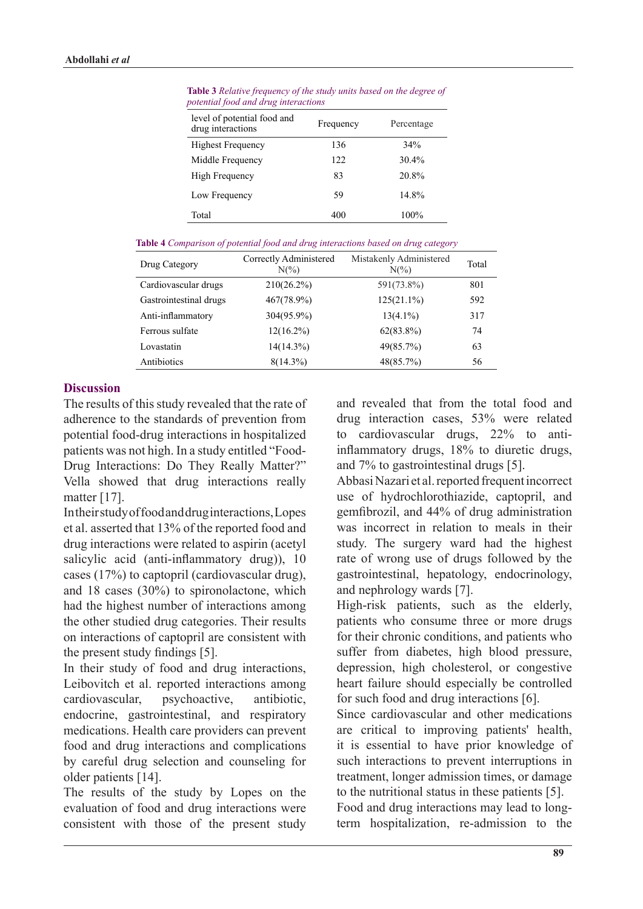**Table 3** *Relative frequency of the study units based on the degree of potential food and drug interactions*

| level of potential food and drug interactions | Frequency | Percentage |
|---|---|---|
| Highest Frequency | 136 | 34% |
| Middle Frequency | 122 | 30.4% |
| High Frequency | 83 | 20.8% |
| Low Frequency | 59 | 14.8% |
| Total | 400 | 100% |

**Table 4** *Comparison of potential food and drug interactions based on drug category*

| Drug Category | Correctly Administered N(%) | Mistakenly Administered N(%) | Total |
|---|---|---|---|
| Cardiovascular drugs | 210(26.2%) | 591(73.8%) | 801 |
| Gastrointestinal drugs | 467(78.9%) | 125(21.1%) | 592 |
| Anti-inflammatory | 304(95.9%) | 13(4.1%) | 317 |
| Ferrous sulfate | 12(16.2%) | 62(83.8%) | 74 |
| Lovastatin | 14(14.3%) | 49(85.7%) | 63 |
| Antibiotics | 8(14.3%) | 48(85.7%) | 56 |

## Discussion

The results of this study revealed that the rate of adherence to the standards of prevention from potential food-drug interactions in hospitalized patients was not high. In a study entitled "Food-Drug Interactions: Do They Really Matter?" Vella showed that drug interactions really matter [17].

In their study of food and drug interactions, Lopes et al. asserted that 13% of the reported food and drug interactions were related to aspirin (acetyl salicylic acid (anti-inflammatory drug)), 10 cases (17%) to captopril (cardiovascular drug), and 18 cases (30%) to spironolactone, which had the highest number of interactions among the other studied drug categories. Their results on interactions of captopril are consistent with the present study findings [5].

In their study of food and drug interactions, Leibovitch et al. reported interactions among cardiovascular, psychoactive, antibiotic, endocrine, gastrointestinal, and respiratory medications. Health care providers can prevent food and drug interactions and complications by careful drug selection and counseling for older patients [14].

The results of the study by Lopes on the evaluation of food and drug interactions were consistent with those of the present study and revealed that from the total food and drug interaction cases, 53% were related to cardiovascular drugs, 22% to anti-inflammatory drugs, 18% to diuretic drugs, and 7% to gastrointestinal drugs [5].

Abbasi Nazari et al. reported frequent incorrect use of hydrochlorothiazide, captopril, and gemfibrozil, and 44% of drug administration was incorrect in relation to meals in their study. The surgery ward had the highest rate of wrong use of drugs followed by the gastrointestinal, hepatology, endocrinology, and nephrology wards [7].

High-risk patients, such as the elderly, patients who consume three or more drugs for their chronic conditions, and patients who suffer from diabetes, high blood pressure, depression, high cholesterol, or congestive heart failure should especially be controlled for such food and drug interactions [6].

Since cardiovascular and other medications are critical to improving patients' health, it is essential to have prior knowledge of such interactions to prevent interruptions in treatment, longer admission times, or damage to the nutritional status in these patients [5].

Food and drug interactions may lead to long-term hospitalization, re-admission to the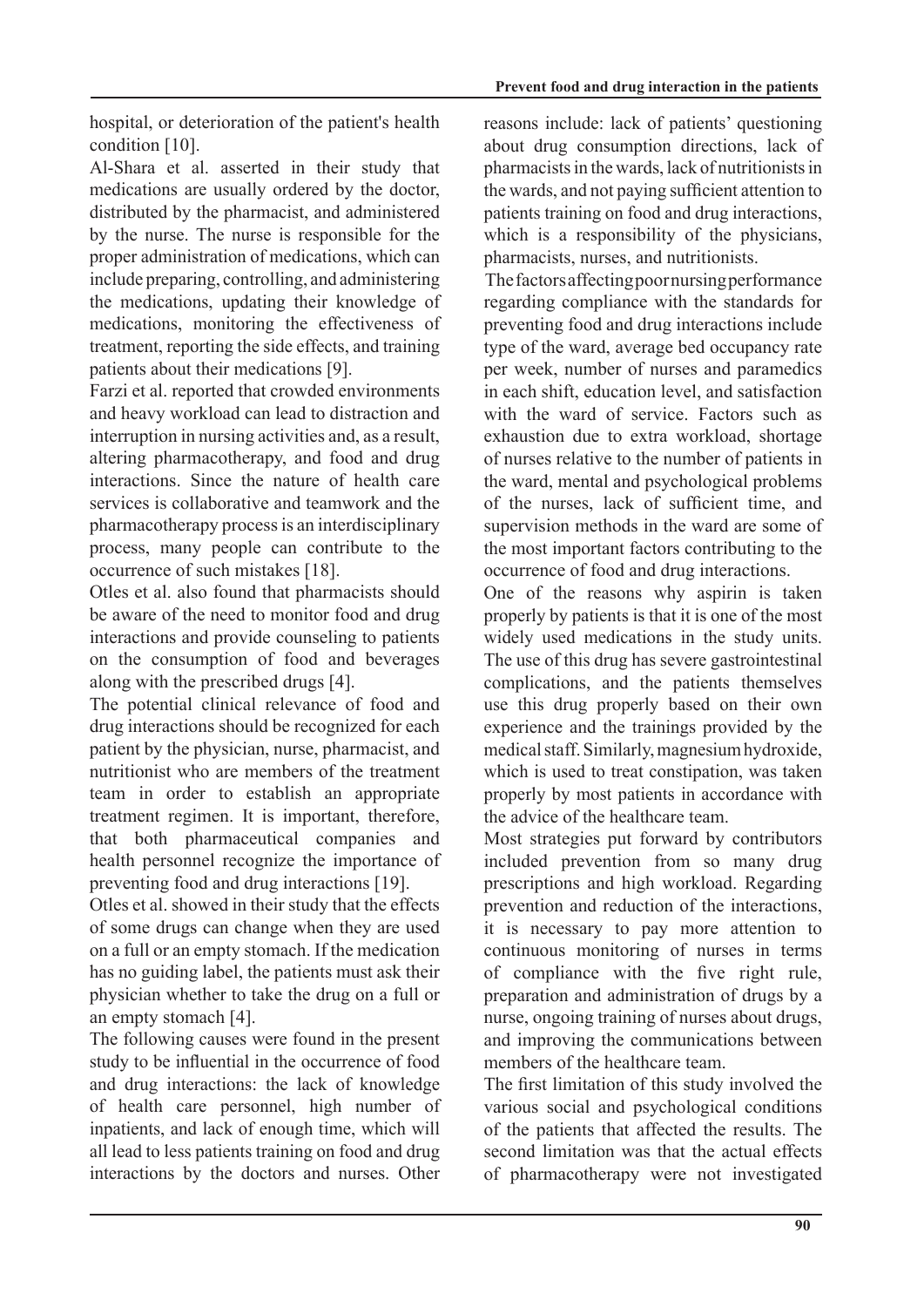hospital, or deterioration of the patient's health condition [10].

Al-Shara et al. asserted in their study that medications are usually ordered by the doctor, distributed by the pharmacist, and administered by the nurse. The nurse is responsible for the proper administration of medications, which can include preparing, controlling, and administering the medications, updating their knowledge of medications, monitoring the effectiveness of treatment, reporting the side effects, and training patients about their medications [9].

Farzi et al. reported that crowded environments and heavy workload can lead to distraction and interruption in nursing activities and, as a result, altering pharmacotherapy, and food and drug interactions. Since the nature of health care services is collaborative and teamwork and the pharmacotherapy process is an interdisciplinary process, many people can contribute to the occurrence of such mistakes [18].

Otles et al. also found that pharmacists should be aware of the need to monitor food and drug interactions and provide counseling to patients on the consumption of food and beverages along with the prescribed drugs [4].

The potential clinical relevance of food and drug interactions should be recognized for each patient by the physician, nurse, pharmacist, and nutritionist who are members of the treatment team in order to establish an appropriate treatment regimen. It is important, therefore, that both pharmaceutical companies and health personnel recognize the importance of preventing food and drug interactions [19].

Otles et al. showed in their study that the effects of some drugs can change when they are used on a full or an empty stomach. If the medication has no guiding label, the patients must ask their physician whether to take the drug on a full or an empty stomach [4].

The following causes were found in the present study to be influential in the occurrence of food and drug interactions: the lack of knowledge of health care personnel, high number of inpatients, and lack of enough time, which will all lead to less patients training on food and drug interactions by the doctors and nurses. Other reasons include: lack of patients' questioning about drug consumption directions, lack of pharmacists in the wards, lack of nutritionists in the wards, and not paying sufficient attention to patients training on food and drug interactions, which is a responsibility of the physicians, pharmacists, nurses, and nutritionists.

The factors affecting poor nursing performance regarding compliance with the standards for preventing food and drug interactions include type of the ward, average bed occupancy rate per week, number of nurses and paramedics in each shift, education level, and satisfaction with the ward of service. Factors such as exhaustion due to extra workload, shortage of nurses relative to the number of patients in the ward, mental and psychological problems of the nurses, lack of sufficient time, and supervision methods in the ward are some of the most important factors contributing to the occurrence of food and drug interactions.

One of the reasons why aspirin is taken properly by patients is that it is one of the most widely used medications in the study units. The use of this drug has severe gastrointestinal complications, and the patients themselves use this drug properly based on their own experience and the trainings provided by the medical staff. Similarly, magnesium hydroxide, which is used to treat constipation, was taken properly by most patients in accordance with the advice of the healthcare team.

Most strategies put forward by contributors included prevention from so many drug prescriptions and high workload. Regarding prevention and reduction of the interactions, it is necessary to pay more attention to continuous monitoring of nurses in terms of compliance with the five right rule, preparation and administration of drugs by a nurse, ongoing training of nurses about drugs, and improving the communications between members of the healthcare team.

The first limitation of this study involved the various social and psychological conditions of the patients that affected the results. The second limitation was that the actual effects of pharmacotherapy were not investigated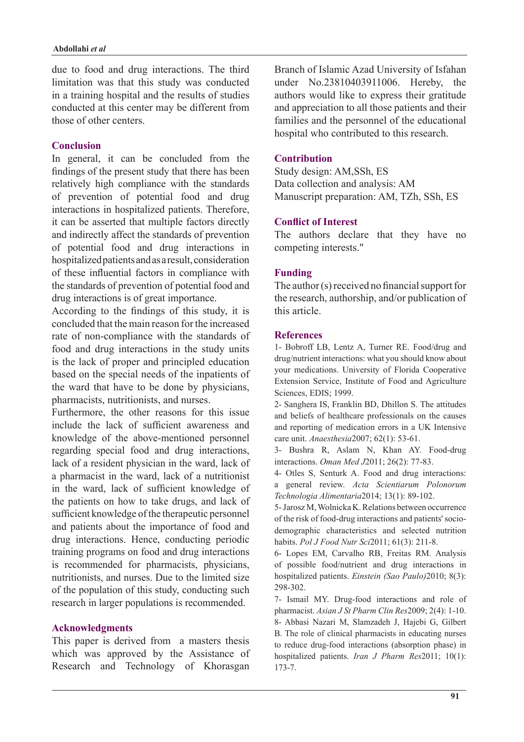due to food and drug interactions. The third limitation was that this study was conducted in a training hospital and the results of studies conducted at this center may be different from those of other centers.

## Conclusion

In general, it can be concluded from the findings of the present study that there has been relatively high compliance with the standards of prevention of potential food and drug interactions in hospitalized patients. Therefore, it can be asserted that multiple factors directly and indirectly affect the standards of prevention of potential food and drug interactions in hospitalized patients and as a result, consideration of these influential factors in compliance with the standards of prevention of potential food and drug interactions is of great importance.

According to the findings of this study, it is concluded that the main reason for the increased rate of non-compliance with the standards of food and drug interactions in the study units is the lack of proper and principled education based on the special needs of the inpatients of the ward that have to be done by physicians, pharmacists, nutritionists, and nurses.

Furthermore, the other reasons for this issue include the lack of sufficient awareness and knowledge of the above-mentioned personnel regarding special food and drug interactions, lack of a resident physician in the ward, lack of a pharmacist in the ward, lack of a nutritionist in the ward, lack of sufficient knowledge of the patients on how to take drugs, and lack of sufficient knowledge of the therapeutic personnel and patients about the importance of food and drug interactions. Hence, conducting periodic training programs on food and drug interactions is recommended for pharmacists, physicians, nutritionists, and nurses. Due to the limited size of the population of this study, conducting such research in larger populations is recommended.

## Acknowledgments

This paper is derived from a masters thesis which was approved by the Assistance of Research and Technology of Khorasgan Branch of Islamic Azad University of Isfahan under No.23810403911006. Hereby, the authors would like to express their gratitude and appreciation to all those patients and their families and the personnel of the educational hospital who contributed to this research.

## Contribution

Study design: AM,SSh, ES

Data collection and analysis: AM

Manuscript preparation: AM, TZh, SSh, ES

## Conflict of Interest

The authors declare that they have no competing interests."

## Funding

The author (s) received no financial support for the research, authorship, and/or publication of this article.

## References

1- Bobroff LB, Lentz A, Turner RE. Food/drug and drug/nutrient interactions: what you should know about your medications. University of Florida Cooperative Extension Service, Institute of Food and Agriculture Sciences, EDIS; 1999.

2- Sanghera IS, Franklin BD, Dhillon S. The attitudes and beliefs of healthcare professionals on the causes and reporting of medication errors in a UK Intensive care unit. *Anaesthesia*2007; 62(1): 53-61.

3- Bushra R, Aslam N, Khan AY. Food-drug interactions. *Oman Med J*2011; 26(2): 77-83.

4- Otles S, Senturk A. Food and drug interactions: a general review. *Acta Scientiarum Polonorum Technologia Alimentaria*2014; 13(1): 89-102.

5- Jarosz M, Wolnicka K. Relations between occurrence of the risk of food-drug interactions and patients' socio-demographic characteristics and selected nutrition habits. *Pol J Food Nutr Sci*2011; 61(3): 211-8.

6- Lopes EM, Carvalho RB, Freitas RM. Analysis of possible food/nutrient and drug interactions in hospitalized patients. *Einstein (Sao Paulo)*2010; 8(3): 298-302.

7- Ismail MY. Drug-food interactions and role of pharmacist. *Asian J St Pharm Clin Res*2009; 2(4): 1-10.

8- Abbasi Nazari M, Slamzadeh J, Hajebi G, Gilbert B. The role of clinical pharmacists in educating nurses to reduce drug-food interactions (absorption phase) in hospitalized patients. *Iran J Pharm Res*2011; 10(1): 173-7.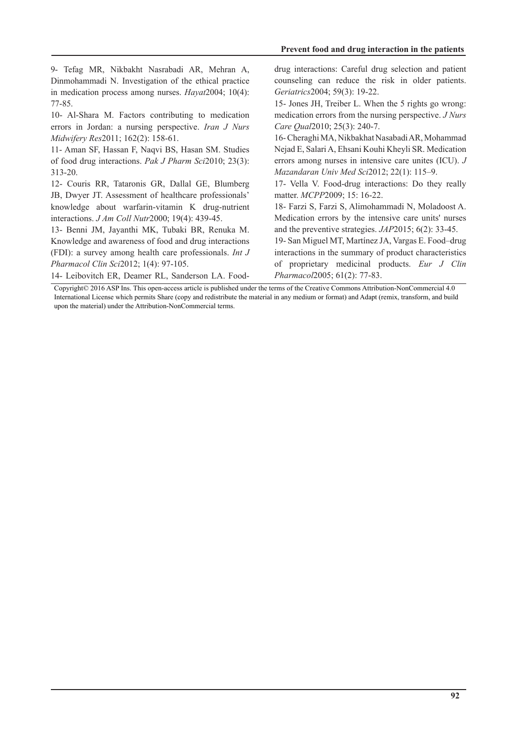9- Tefag MR, Nikbakht Nasrabadi AR, Mehran A, Dinmohammadi N. Investigation of the ethical practice in medication process among nurses. *Hayat*2004; 10(4): 77-85.

10- Al-Shara M. Factors contributing to medication errors in Jordan: a nursing perspective. *Iran J Nurs Midwifery Res*2011; 162(2): 158-61.

11- Aman SF, Hassan F, Naqvi BS, Hasan SM. Studies of food drug interactions. *Pak J Pharm Sci*2010; 23(3): 313-20.

12- Couris RR, Tataronis GR, Dallal GE, Blumberg JB, Dwyer JT. Assessment of healthcare professionals' knowledge about warfarin-vitamin K drug-nutrient interactions. *J Am Coll Nutr*2000; 19(4): 439-45.

13- Benni JM, Jayanthi MK, Tubaki BR, Renuka M. Knowledge and awareness of food and drug interactions (FDI): a survey among health care professionals. *Int J Pharmacol Clin Sci*2012; 1(4): 97-105.

14- Leibovitch ER, Deamer RL, Sanderson LA. Food-drug interactions: Careful drug selection and patient counseling can reduce the risk in older patients. *Geriatrics*2004; 59(3): 19-22.

15- Jones JH, Treiber L. When the 5 rights go wrong: medication errors from the nursing perspective. *J Nurs Care Qual*2010; 25(3): 240-7.

16- Cheraghi MA, Nikbakhat Nasabadi AR, Mohammad Nejad E, Salari A, Ehsani Kouhi Kheyli SR. Medication errors among nurses in intensive care unites (ICU). *J Mazandaran Univ Med Sci*2012; 22(1): 115–9.

17- Vella V. Food-drug interactions: Do they really matter. *MCPP*2009; 15: 16-22.

18- Farzi S, Farzi S, Alimohammadi N, Moladoost A. Medication errors by the intensive care units' nurses and the preventive strategies. *JAP*2015; 6(2): 33-45.

19- San Miguel MT, Martínez JA, Vargas E. Food–drug interactions in the summary of product characteristics of proprietary medicinal products. *Eur J Clin Pharmacol*2005; 61(2): 77-83.

Copyright© 2016 ASP Ins. This open-access article is published under the terms of the Creative Commons Attribution-NonCommercial 4.0 International License which permits Share (copy and redistribute the material in any medium or format) and Adapt (remix, transform, and build upon the material) under the Attribution-NonCommercial terms.